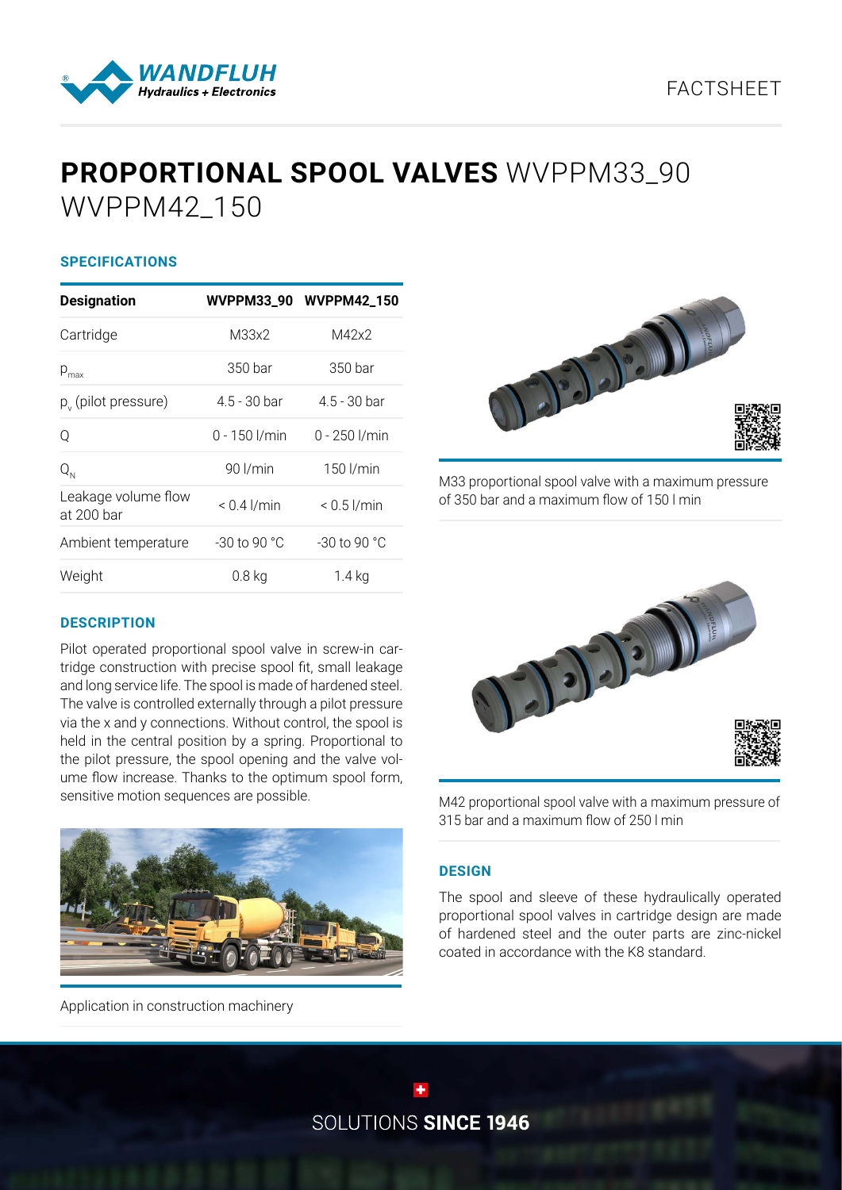# PROPORTIONAL SPOOL VALVES WVPPM33_90 WVPPM42_150

FACTSHEET

## SPECIFICATIONS

| Designation | WVPPM33_90 | WVPPM42_150 |
|---|---|---|
| Cartridge | M33x2 | M42x2 |
| $p_{max}$ | 350 bar | 350 bar |
| $p_v$ (pilot pressure) | 4.5 - 30 bar | 4.5 - 30 bar |
| Q | 0 - 150 l/min | 0 - 250 l/min |
| $Q_N$ | 90 l/min | 150 l/min |
| Leakage volume flow at 200 bar | < 0.4 l/min | < 0.5 l/min |
| Ambient temperature | -30 to 90 °C | -30 to 90 °C |
| Weight | 0.8 kg | 1.4 kg |

## DESCRIPTION

Pilot operated proportional spool valve in screw-in cartridge construction with precise spool fit, small leakage and long service life. The spool is made of hardened steel. The valve is controlled externally through a pilot pressure via the x and y connections. Without control, the spool is held in the central position by a spring. Proportional to the pilot pressure, the spool opening and the valve volume flow increase. Thanks to the optimum spool form, sensitive motion sequences are possible.

Application in construction machinery

M33 proportional spool valve with a maximum pressure of 350 bar and a maximum flow of 150 l min

M42 proportional spool valve with a maximum pressure of 315 bar and a maximum flow of 250 l min

## DESIGN

The spool and sleeve of these hydraulically operated proportional spool valves in cartridge design are made of hardened steel and the outer parts are zinc-nickel coated in accordance with the K8 standard.

SOLUTIONS **SINCE 1946**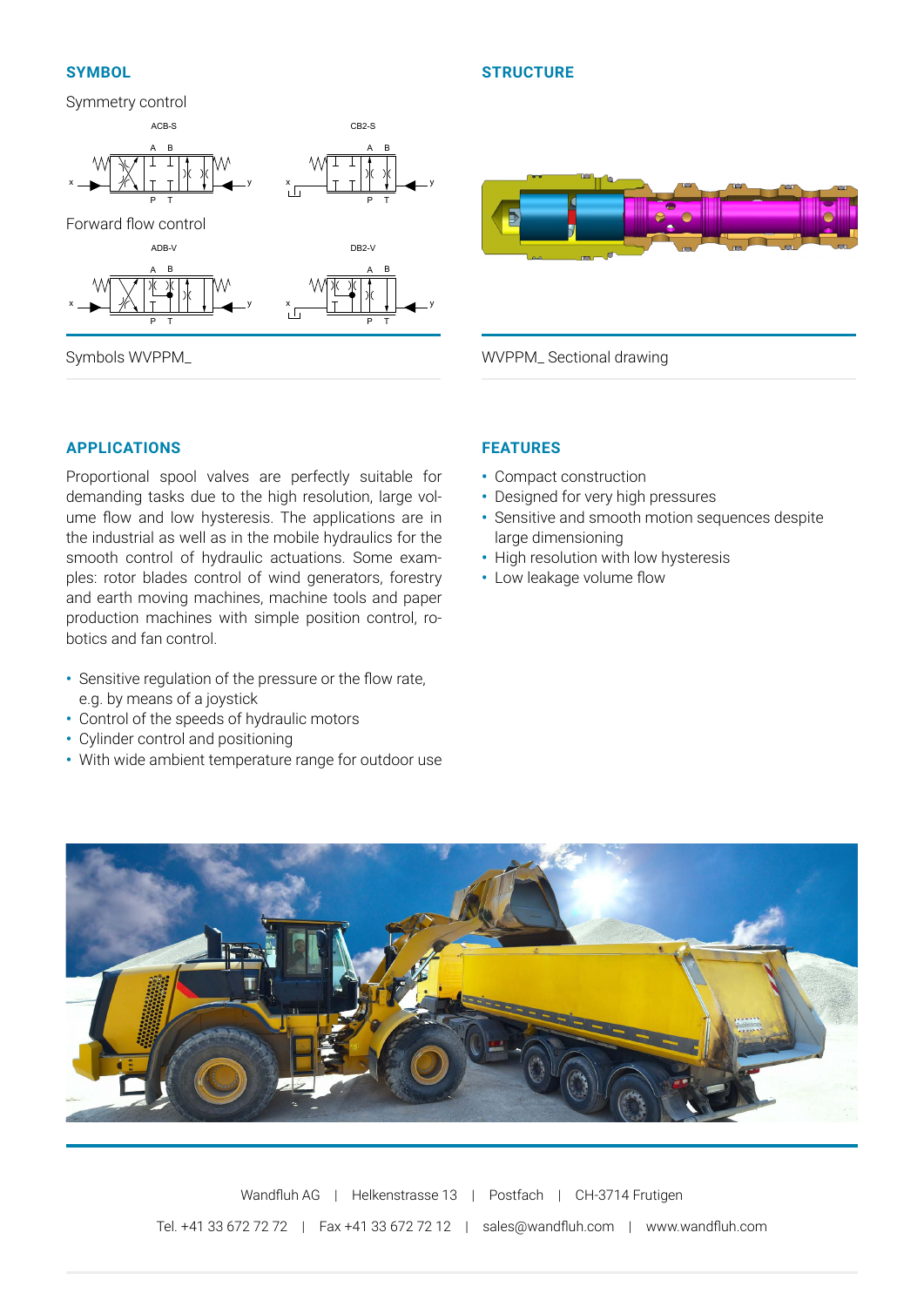## SYMBOL

Symmetry control

ACB-S

CB2-S

Forward flow control

ADB-V

DB2-V

Symbols WVPPM_

## STRUCTURE

WVPPM_ Sectional drawing

## APPLICATIONS

Proportional spool valves are perfectly suitable for demanding tasks due to the high resolution, large volume flow and low hysteresis. The applications are in the industrial as well as in the mobile hydraulics for the smooth control of hydraulic actuations. Some examples: rotor blades control of wind generators, forestry and earth moving machines, machine tools and paper production machines with simple position control, robotics and fan control.

- Sensitive regulation of the pressure or the flow rate, e.g. by means of a joystick
- Control of the speeds of hydraulic motors
- Cylinder control and positioning
- With wide ambient temperature range for outdoor use

## FEATURES

- Compact construction
- Designed for very high pressures
- Sensitive and smooth motion sequences despite large dimensioning
- High resolution with low hysteresis
- Low leakage volume flow

Wandfluh AG | Helkenstrasse 13 | Postfach | CH-3714 Frutigen

Tel. +41 33 672 72 72 | Fax +41 33 672 72 12 | sales@wandfluh.com | www.wandfluh.com